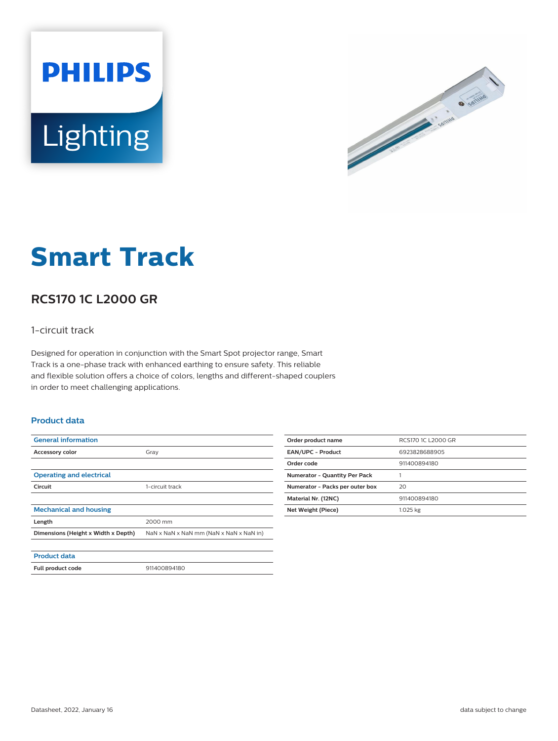# Smart Track

## RCS170 1C L2000 GR

1-circuit track

Designed for operation in conjunction with the Smart Spot projector range, Smart Track is a one-phase track with enhanced earthing to ensure safety. This reliable and flexible solution offers a choice of colors, lengths and different-shaped couplers in order to meet challenging applications.

### Product data

| | |
|---|---|
| **General information** | |
| Accessory color | Gray |
| **Operating and electrical** | |
| Circuit | 1-circuit track |
| **Mechanical and housing** | |
| Length | 2000 mm |
| Dimensions (Height x Width x Depth) | NaN x NaN x NaN mm (NaN x NaN x NaN in) |
| **Product data** | |
| Full product code | 911400894180 |

| | |
|---|---|
| Order product name | RCS170 1C L2000 GR |
| EAN/UPC - Product | 6923828688905 |
| Order code | 911400894180 |
| Numerator - Quantity Per Pack | 1 |
| Numerator - Packs per outer box | 20 |
| Material Nr. (12NC) | 911400894180 |
| Net Weight (Piece) | 1.025 kg |

Datasheet, 2022, January 16

data subject to change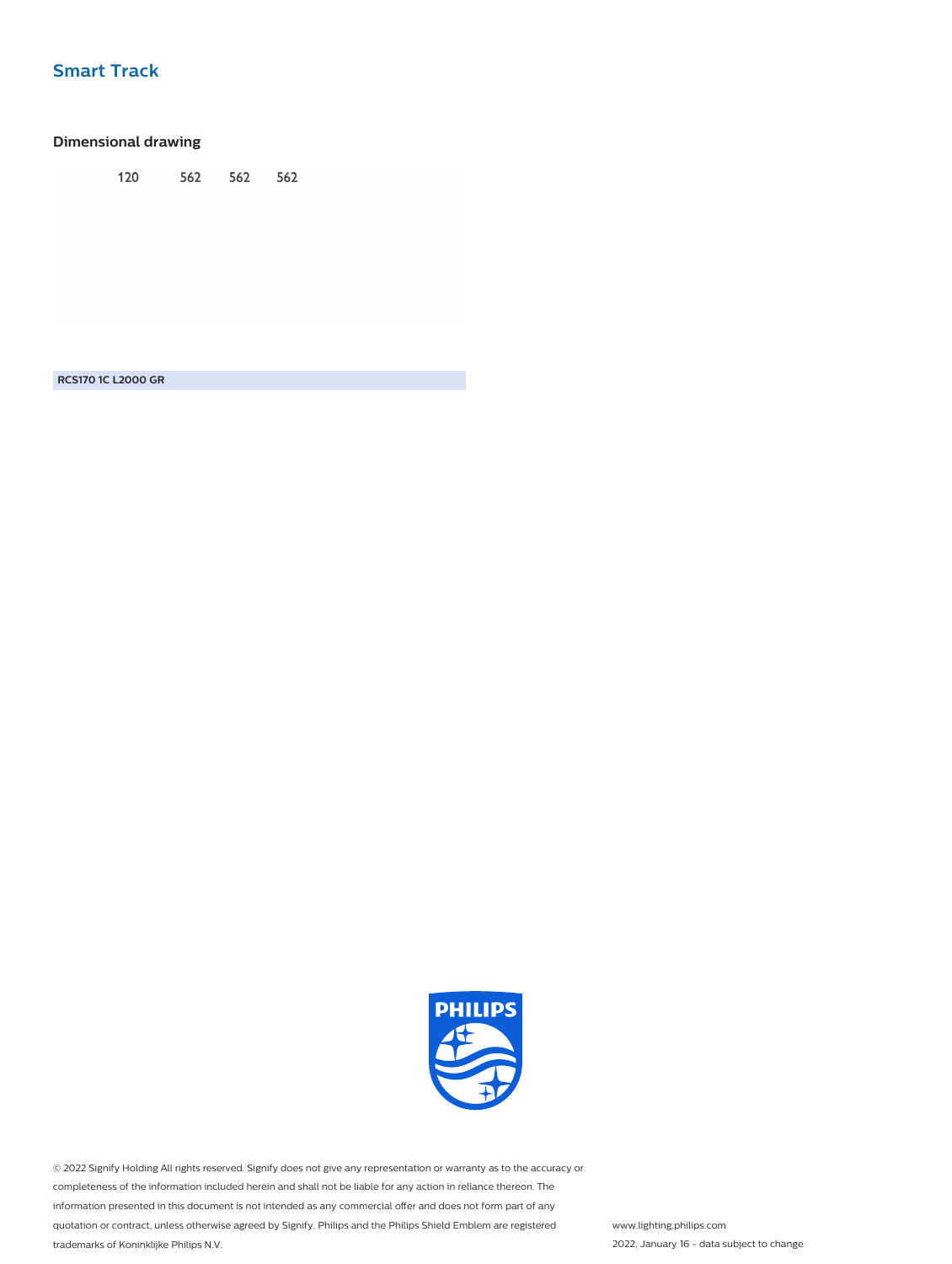## Smart Track

### Dimensional drawing

120 562 562 562

RCS170 1C L2000 GR

© 2022 Signify Holding All rights reserved. Signify does not give any representation or warranty as to the accuracy or completeness of the information included herein and shall not be liable for any action in reliance thereon. The information presented in this document is not intended as any commercial offer and does not form part of any quotation or contract, unless otherwise agreed by Signify. Philips and the Philips Shield Emblem are registered trademarks of Koninklijke Philips N.V.

www.lighting.philips.com

2022, January 16 - data subject to change